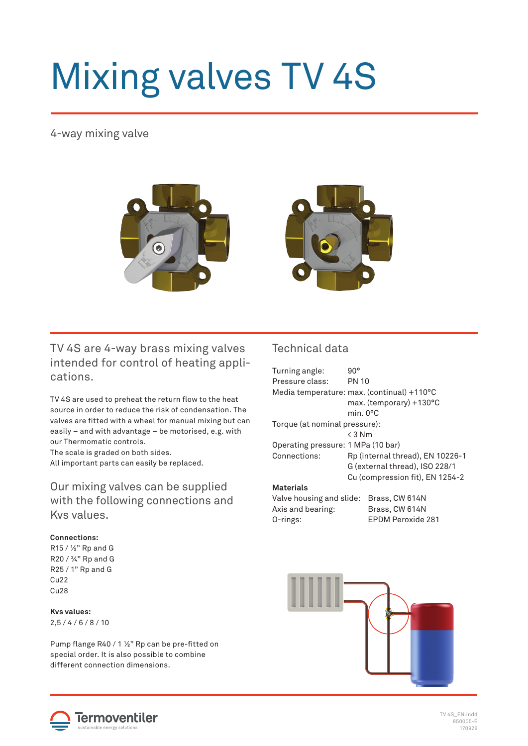# Mixing valves TV 4S

4-way mixing valve

## TV 4S are 4-way brass mixing valves intended for control of heating applications.

TV 4S are used to preheat the return flow to the heat source in order to reduce the risk of condensation. The valves are fitted with a wheel for manual mixing but can easily – and with advantage – be motorised, e.g. with our Thermomatic controls.
The scale is graded on both sides.
All important parts can easily be replaced.

## Our mixing valves can be supplied with the following connections and Kvs values.

**Connections:**
R15 / ½" Rp and G
R20 / ¾" Rp and G
R25 / 1" Rp and G
Cu22
Cu28

**Kvs values:**
2,5 / 4 / 6 / 8 / 10

Pump flange R40 / 1 ½" Rp can be pre-fitted on special order. It is also possible to combine different connection dimensions.

## Technical data

| | |
|---|---|
| Turning angle: | 90° |
| Pressure class: | PN 10 |
| Media temperature: | max. (continual) +110°C |
| | max. (temporary) +130°C |
| | min. 0°C |
| Torque (at nominal pressure): | |
| | < 3 Nm |
| Operating pressure: | 1 MPa (10 bar) |
| Connections: | Rp (internal thread), EN 10226-1 |
| | G (external thread), ISO 228/1 |
| | Cu (compression fit), EN 1254-2 |

**Materials**

| | |
|---|---|
| Valve housing and slide: | Brass, CW 614N |
| Axis and bearing: | Brass, CW 614N |
| O-rings: | EPDM Peroxide 281 |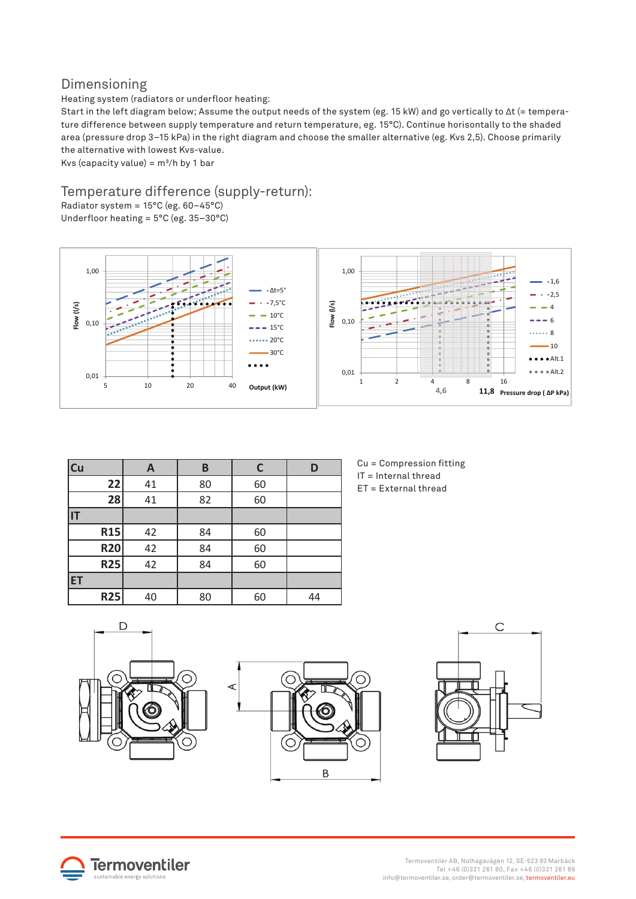## Dimensioning

Heating system (radiators or underfloor heating:

Start in the left diagram below; Assume the output needs of the system (eg. 15 kW) and go vertically to Δt (= temperature difference between supply temperature and return temperature, eg. 15°C). Continue horisontally to the shaded area (pressure drop 3–15 kPa) in the right diagram and choose the smaller alternative (eg. Kvs 2,5). Choose primarily the alternative with lowest Kvs-value.

Kvs (capacity value) = m³/h by 1 bar

## Temperature difference (supply-return):

Radiator system = 15°C (eg. 60–45°C)

Underfloor heating = 5°C (eg. 35–30°C)

Flow (l/s)
1,00
0,10
0,01
5
10
20
40
Output (kW)
Δt=5°
7,5°C
10°C
15°C
20°C
30°C

Flow (l/s)
1,00
0,10
0,01
1
2
4
8
16
4,6
11,8
Pressure drop ( ΔP kPa)
1,6
2,5
4
6
8
10
Alt.1
Alt.2

| Cu | A | B | C | D |
|---|---|---|---|---|
| 22 | 41 | 80 | 60 | |
| 28 | 41 | 82 | 60 | |
| **IT** | | | | |
| R15 | 42 | 84 | 60 | |
| R20 | 42 | 84 | 60 | |
| R25 | 42 | 84 | 60 | |
| **ET** | | | | |
| R25 | 40 | 80 | 60 | 44 |

Cu = Compression fitting

IT = Internal thread

ET = External thread

D

A

B

C

Termoventiler AB, Nolhagavägen 12, SE-523 93 Marbäck
Tel +46 (0)321 261 80, Fax +46 (0)321 261 89
info@termoventiler.se, order@termoventiler.se, termoventiler.eu